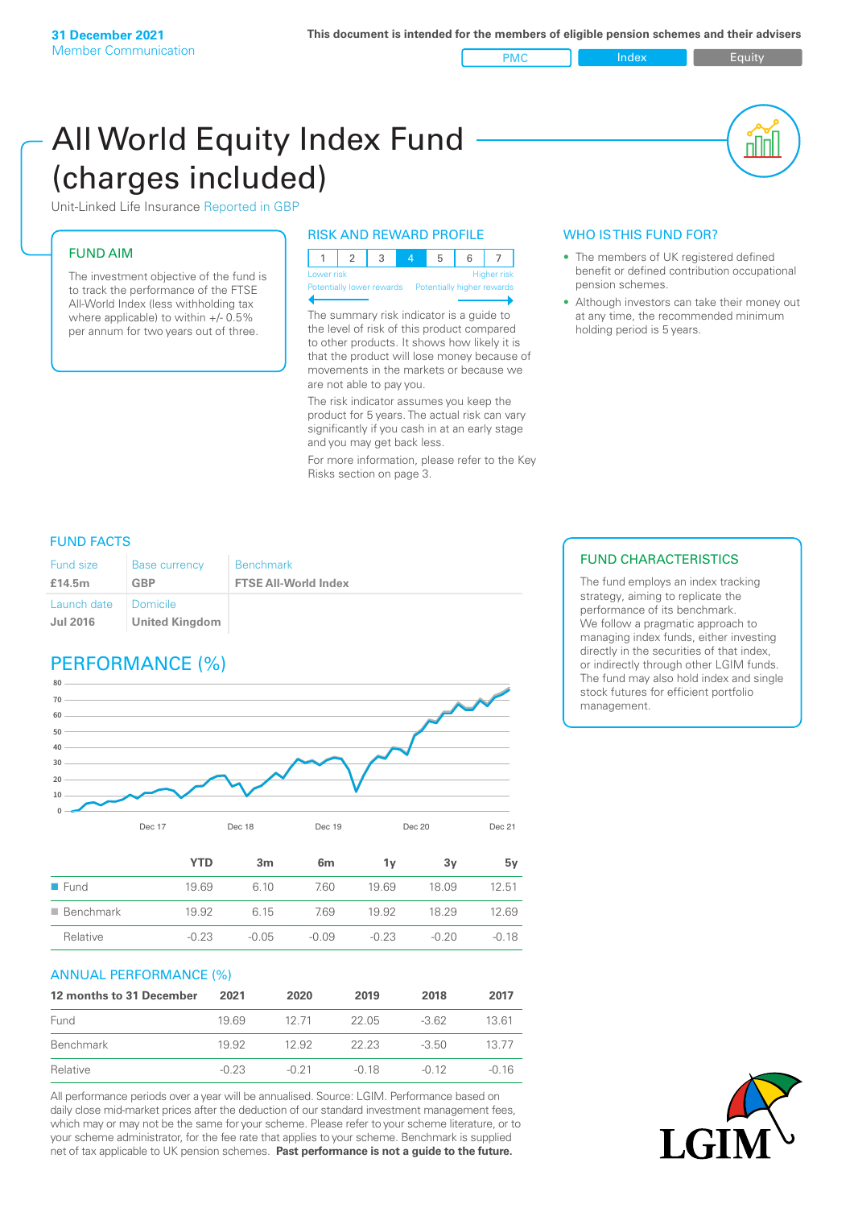31 December 2021
Member Communication

This document is intended for the members of eligible pension schemes and their advisers

PMC | Index | Equity

# All World Equity Index Fund (charges included)

Unit-Linked Life Insurance Reported in GBP

## FUND AIM

The investment objective of the fund is to track the performance of the FTSE All-World Index (less withholding tax where applicable) to within +/- 0.5% per annum for two years out of three.

## RISK AND REWARD PROFILE

| 1 | 2 | 3 | **4** | 5 | 6 | 7 |
|---|---|---|---|---|---|---|

Lower risk — Higher risk
Potentially lower rewards — Potentially higher rewards

The summary risk indicator is a guide to the level of risk of this product compared to other products. It shows how likely it is that the product will lose money because of movements in the markets or because we are not able to pay you.

The risk indicator assumes you keep the product for 5 years. The actual risk can vary significantly if you cash in at an early stage and you may get back less.

For more information, please refer to the Key Risks section on page 3.

## WHO IS THIS FUND FOR?

- The members of UK registered defined benefit or defined contribution occupational pension schemes.
- Although investors can take their money out at any time, the recommended minimum holding period is 5 years.

## FUND FACTS

| Fund size | Base currency | Benchmark |
|---|---|---|
| **£14.5m** | **GBP** | **FTSE All-World Index** |
| Launch date | Domicile | |
| **Jul 2016** | **United Kingdom** | |

## FUND CHARACTERISTICS

The fund employs an index tracking strategy, aiming to replicate the performance of its benchmark.
We follow a pragmatic approach to managing index funds, either investing directly in the securities of that index, or indirectly through other LGIM funds. The fund may also hold index and single stock futures for efficient portfolio management.

## PERFORMANCE (%)

| | YTD | 3m | 6m | 1y | 3y | 5y |
|---|---|---|---|---|---|---|
| Fund | 19.69 | 6.10 | 7.60 | 19.69 | 18.09 | 12.51 |
| Benchmark | 19.92 | 6.15 | 7.69 | 19.92 | 18.29 | 12.69 |
| Relative | -0.23 | -0.05 | -0.09 | -0.23 | -0.20 | -0.18 |

## ANNUAL PERFORMANCE (%)

| 12 months to 31 December | 2021 | 2020 | 2019 | 2018 | 2017 |
|---|---|---|---|---|---|
| Fund | 19.69 | 12.71 | 22.05 | -3.62 | 13.61 |
| Benchmark | 19.92 | 12.92 | 22.23 | -3.50 | 13.77 |
| Relative | -0.23 | -0.21 | -0.18 | -0.12 | -0.16 |

All performance periods over a year will be annualised. Source: LGIM. Performance based on daily close mid-market prices after the deduction of our standard investment management fees, which may or may not be the same for your scheme. Please refer to your scheme literature, or to your scheme administrator, for the fee rate that applies to your scheme. Benchmark is supplied net of tax applicable to UK pension schemes. **Past performance is not a guide to the future.**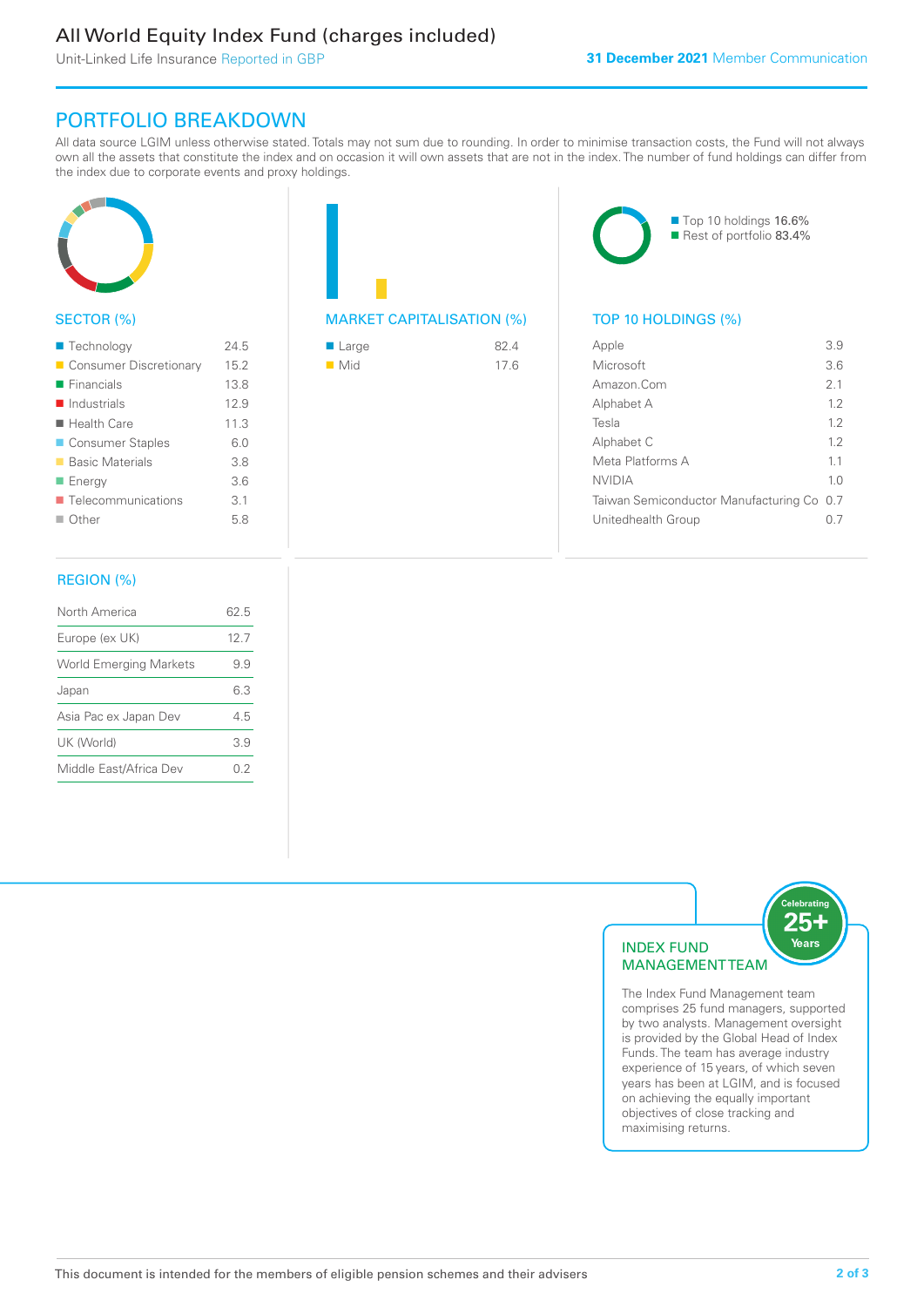# All World Equity Index Fund (charges included)

Unit-Linked Life Insurance Reported in GBP

**31 December 2021** Member Communication

## PORTFOLIO BREAKDOWN

All data source LGIM unless otherwise stated. Totals may not sum due to rounding. In order to minimise transaction costs, the Fund will not always own all the assets that constitute the index and on occasion it will own assets that are not in the index. The number of fund holdings can differ from the index due to corporate events and proxy holdings.

### SECTOR (%)

| Sector | % |
|---|---|
| Technology | 24.5 |
| Consumer Discretionary | 15.2 |
| Financials | 13.8 |
| Industrials | 12.9 |
| Health Care | 11.3 |
| Consumer Staples | 6.0 |
| Basic Materials | 3.8 |
| Energy | 3.6 |
| Telecommunications | 3.1 |
| Other | 5.8 |

### MARKET CAPITALISATION (%)

| Market Capitalisation | % |
|---|---|
| Large | 82.4 |
| Mid | 17.6 |

Top 10 holdings 16.6%
Rest of portfolio 83.4%

### TOP 10 HOLDINGS (%)

| Holding | % |
|---|---|
| Apple | 3.9 |
| Microsoft | 3.6 |
| Amazon.Com | 2.1 |
| Alphabet A | 1.2 |
| Tesla | 1.2 |
| Alphabet C | 1.2 |
| Meta Platforms A | 1.1 |
| NVIDIA | 1.0 |
| Taiwan Semiconductor Manufacturing Co | 0.7 |
| Unitedhealth Group | 0.7 |

### REGION (%)

| Region | % |
|---|---|
| North America | 62.5 |
| Europe (ex UK) | 12.7 |
| World Emerging Markets | 9.9 |
| Japan | 6.3 |
| Asia Pac ex Japan Dev | 4.5 |
| UK (World) | 3.9 |
| Middle East/Africa Dev | 0.2 |

### INDEX FUND MANAGEMENT TEAM

Celebrating 25+ Years

The Index Fund Management team comprises 25 fund managers, supported by two analysts. Management oversight is provided by the Global Head of Index Funds. The team has average industry experience of 15 years, of which seven years has been at LGIM, and is focused on achieving the equally important objectives of close tracking and maximising returns.

This document is intended for the members of eligible pension schemes and their advisers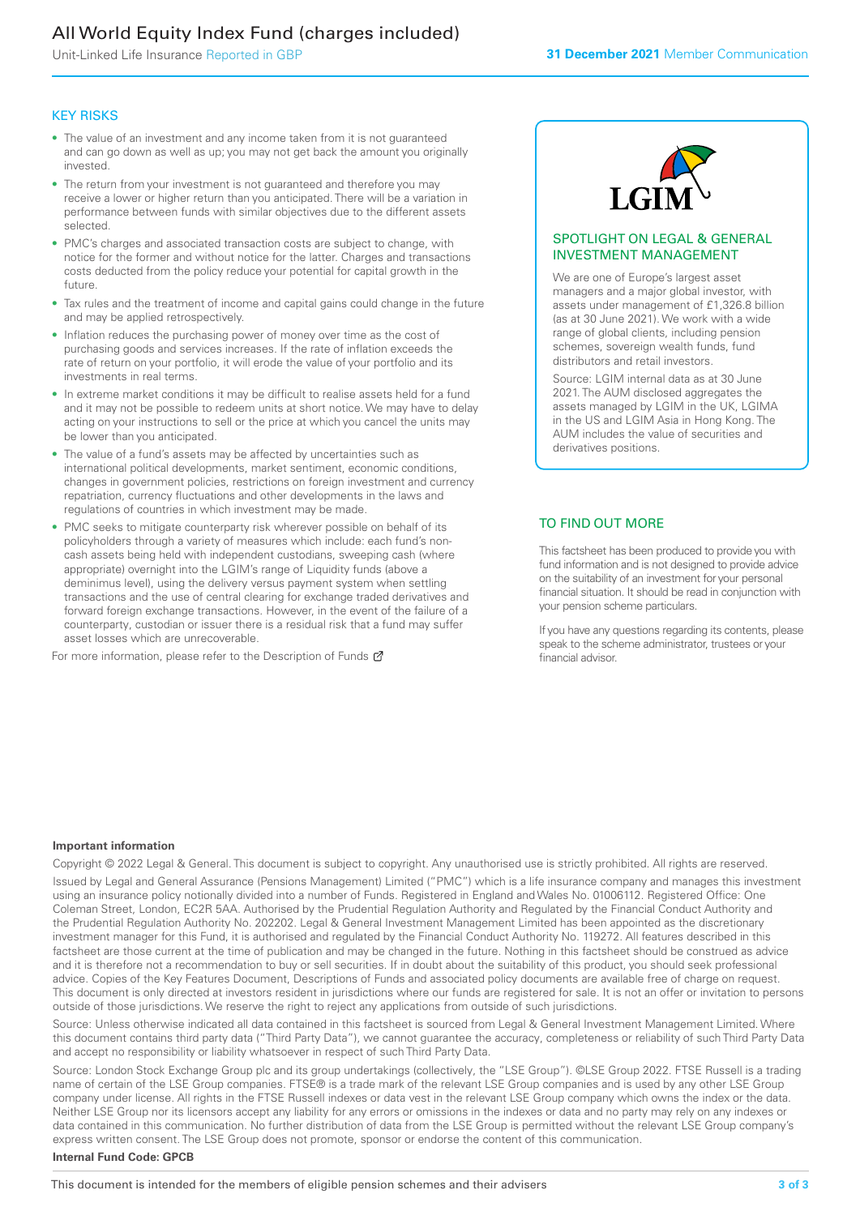## KEY RISKS

- The value of an investment and any income taken from it is not guaranteed and can go down as well as up; you may not get back the amount you originally invested.
- The return from your investment is not guaranteed and therefore you may receive a lower or higher return than you anticipated. There will be a variation in performance between funds with similar objectives due to the different assets selected.
- PMC's charges and associated transaction costs are subject to change, with notice for the former and without notice for the latter. Charges and transactions costs deducted from the policy reduce your potential for capital growth in the future.
- Tax rules and the treatment of income and capital gains could change in the future and may be applied retrospectively.
- Inflation reduces the purchasing power of money over time as the cost of purchasing goods and services increases. If the rate of inflation exceeds the rate of return on your portfolio, it will erode the value of your portfolio and its investments in real terms.
- In extreme market conditions it may be difficult to realise assets held for a fund and it may not be possible to redeem units at short notice. We may have to delay acting on your instructions to sell or the price at which you cancel the units may be lower than you anticipated.
- The value of a fund's assets may be affected by uncertainties such as international political developments, market sentiment, economic conditions, changes in government policies, restrictions on foreign investment and currency repatriation, currency fluctuations and other developments in the laws and regulations of countries in which investment may be made.
- PMC seeks to mitigate counterparty risk wherever possible on behalf of its policyholders through a variety of measures which include: each fund's non-cash assets being held with independent custodians, sweeping cash (where appropriate) overnight into the LGIM's range of Liquidity funds (above a deminimus level), using the delivery versus payment system when settling transactions and the use of central clearing for exchange traded derivatives and forward foreign exchange transactions. However, in the event of the failure of a counterparty, custodian or issuer there is a residual risk that a fund may suffer asset losses which are unrecoverable.

For more information, please refer to the Description of Funds

## SPOTLIGHT ON LEGAL & GENERAL INVESTMENT MANAGEMENT

We are one of Europe's largest asset managers and a major global investor, with assets under management of £1,326.8 billion (as at 30 June 2021). We work with a wide range of global clients, including pension schemes, sovereign wealth funds, fund distributors and retail investors.

Source: LGIM internal data as at 30 June 2021. The AUM disclosed aggregates the assets managed by LGIM in the UK, LGIMA in the US and LGIM Asia in Hong Kong. The AUM includes the value of securities and derivatives positions.

## TO FIND OUT MORE

This factsheet has been produced to provide you with fund information and is not designed to provide advice on the suitability of an investment for your personal financial situation. It should be read in conjunction with your pension scheme particulars.

If you have any questions regarding its contents, please speak to the scheme administrator, trustees or your financial advisor.

**Important information**

Copyright © 2022 Legal & General. This document is subject to copyright. Any unauthorised use is strictly prohibited. All rights are reserved.

Issued by Legal and General Assurance (Pensions Management) Limited ("PMC") which is a life insurance company and manages this investment using an insurance policy notionally divided into a number of Funds. Registered in England and Wales No. 01006112. Registered Office: One Coleman Street, London, EC2R 5AA. Authorised by the Prudential Regulation Authority and Regulated by the Financial Conduct Authority and the Prudential Regulation Authority No. 202202. Legal & General Investment Management Limited has been appointed as the discretionary investment manager for this Fund, it is authorised and regulated by the Financial Conduct Authority No. 119272. All features described in this factsheet are those current at the time of publication and may be changed in the future. Nothing in this factsheet should be construed as advice and it is therefore not a recommendation to buy or sell securities. If in doubt about the suitability of this product, you should seek professional advice. Copies of the Key Features Document, Descriptions of Funds and associated policy documents are available free of charge on request. This document is only directed at investors resident in jurisdictions where our funds are registered for sale. It is not an offer or invitation to persons outside of those jurisdictions. We reserve the right to reject any applications from outside of such jurisdictions.

Source: Unless otherwise indicated all data contained in this factsheet is sourced from Legal & General Investment Management Limited. Where this document contains third party data ("Third Party Data"), we cannot guarantee the accuracy, completeness or reliability of such Third Party Data and accept no responsibility or liability whatsoever in respect of such Third Party Data.

Source: London Stock Exchange Group plc and its group undertakings (collectively, the "LSE Group"). ©LSE Group 2022. FTSE Russell is a trading name of certain of the LSE Group companies. FTSE® is a trade mark of the relevant LSE Group companies and is used by any other LSE Group company under license. All rights in the FTSE Russell indexes or data vest in the relevant LSE Group company which owns the index or the data. Neither LSE Group nor its licensors accept any liability for any errors or omissions in the indexes or data and no party may rely on any indexes or data contained in this communication. No further distribution of data from the LSE Group is permitted without the relevant LSE Group company's express written consent. The LSE Group does not promote, sponsor or endorse the content of this communication.

**Internal Fund Code: GPCB**

This document is intended for the members of eligible pension schemes and their advisers